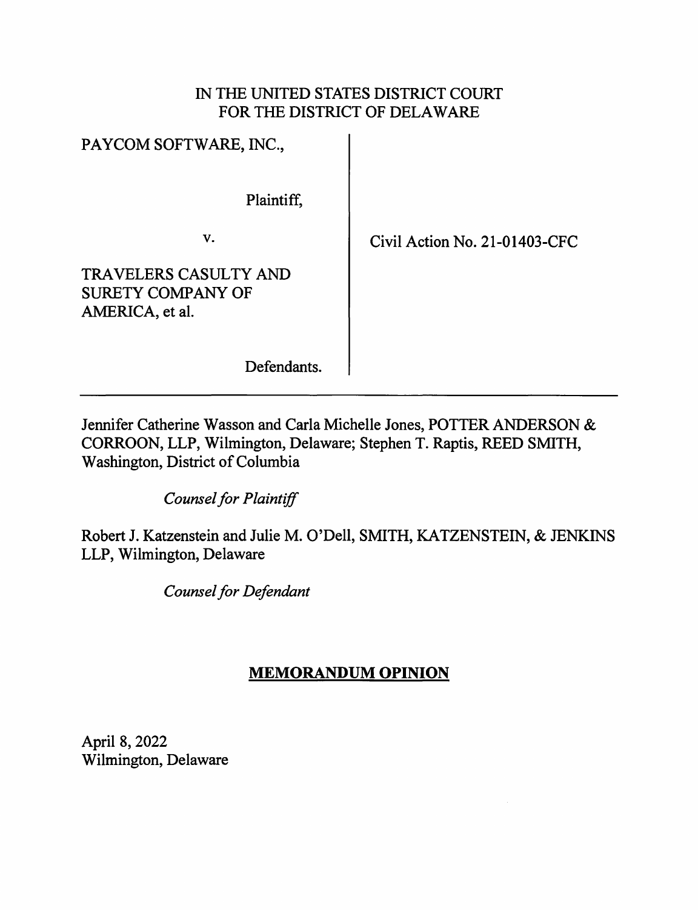IN THE UNITED STATES DISTRICT COURT
FOR THE DISTRICT OF DELAWARE

| | |
|---|---|
| PAYCOM SOFTWARE, INC.,<br><br>Plaintiff,<br><br>v.<br><br>TRAVELERS CASULTY AND SURETY COMPANY OF AMERICA, et al.<br><br>Defendants. | Civil Action No. 21-01403-CFC |

Jennifer Catherine Wasson and Carla Michelle Jones, POTTER ANDERSON & CORROON, LLP, Wilmington, Delaware; Stephen T. Raptis, REED SMITH, Washington, District of Columbia

*Counsel for Plaintiff*

Robert J. Katzenstein and Julie M. O'Dell, SMITH, KATZENSTEIN, & JENKINS LLP, Wilmington, Delaware

*Counsel for Defendant*

## MEMORANDUM OPINION

April 8, 2022
Wilmington, Delaware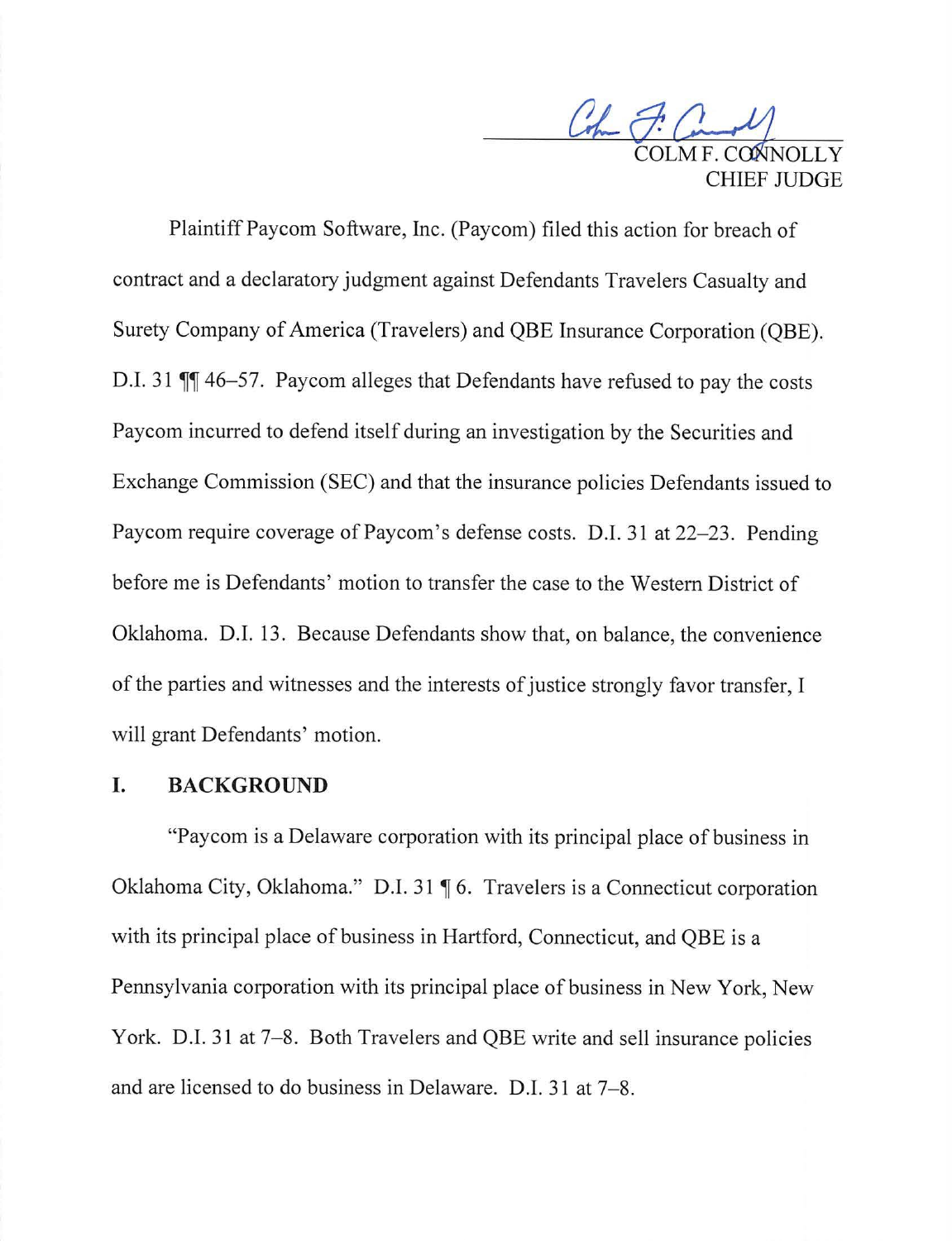COLM F. CONNOLLY
CHIEF JUDGE

Plaintiff Paycom Software, Inc. (Paycom) filed this action for breach of contract and a declaratory judgment against Defendants Travelers Casualty and Surety Company of America (Travelers) and QBE Insurance Corporation (QBE). D.I. 31 ¶¶ 46–57. Paycom alleges that Defendants have refused to pay the costs Paycom incurred to defend itself during an investigation by the Securities and Exchange Commission (SEC) and that the insurance policies Defendants issued to Paycom require coverage of Paycom's defense costs. D.I. 31 at 22–23. Pending before me is Defendants' motion to transfer the case to the Western District of Oklahoma. D.I. 13. Because Defendants show that, on balance, the convenience of the parties and witnesses and the interests of justice strongly favor transfer, I will grant Defendants' motion.

## I. BACKGROUND

"Paycom is a Delaware corporation with its principal place of business in Oklahoma City, Oklahoma." D.I. 31 ¶ 6. Travelers is a Connecticut corporation with its principal place of business in Hartford, Connecticut, and QBE is a Pennsylvania corporation with its principal place of business in New York, New York. D.I. 31 at 7–8. Both Travelers and QBE write and sell insurance policies and are licensed to do business in Delaware. D.I. 31 at 7–8.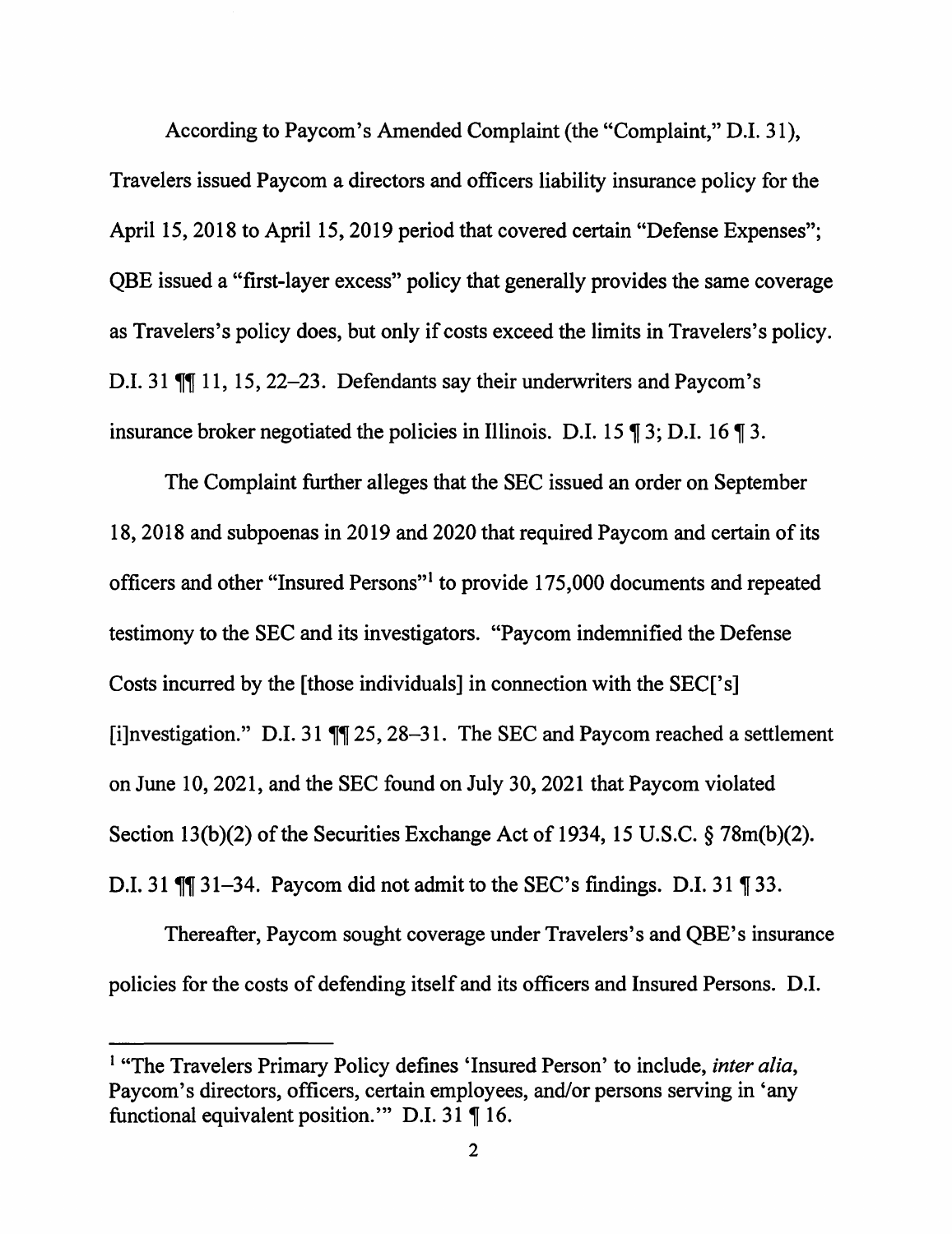According to Paycom's Amended Complaint (the "Complaint," D.I. 31), Travelers issued Paycom a directors and officers liability insurance policy for the April 15, 2018 to April 15, 2019 period that covered certain "Defense Expenses"; QBE issued a "first-layer excess" policy that generally provides the same coverage as Travelers's policy does, but only if costs exceed the limits in Travelers's policy. D.I. 31 ¶¶ 11, 15, 22–23. Defendants say their underwriters and Paycom's insurance broker negotiated the policies in Illinois. D.I. 15 ¶ 3; D.I. 16 ¶ 3.

The Complaint further alleges that the SEC issued an order on September 18, 2018 and subpoenas in 2019 and 2020 that required Paycom and certain of its officers and other "Insured Persons"[1] to provide 175,000 documents and repeated testimony to the SEC and its investigators. "Paycom indemnified the Defense Costs incurred by the [those individuals] in connection with the SEC['s] [i]nvestigation." D.I. 31 ¶¶ 25, 28–31. The SEC and Paycom reached a settlement on June 10, 2021, and the SEC found on July 30, 2021 that Paycom violated Section 13(b)(2) of the Securities Exchange Act of 1934, 15 U.S.C. § 78m(b)(2). D.I. 31 ¶¶ 31–34. Paycom did not admit to the SEC's findings. D.I. 31 ¶ 33.

Thereafter, Paycom sought coverage under Travelers's and QBE's insurance policies for the costs of defending itself and its officers and Insured Persons. D.I.

---

[1] "The Travelers Primary Policy defines 'Insured Person' to include, *inter alia*, Paycom's directors, officers, certain employees, and/or persons serving in 'any functional equivalent position.'" D.I. 31 ¶ 16.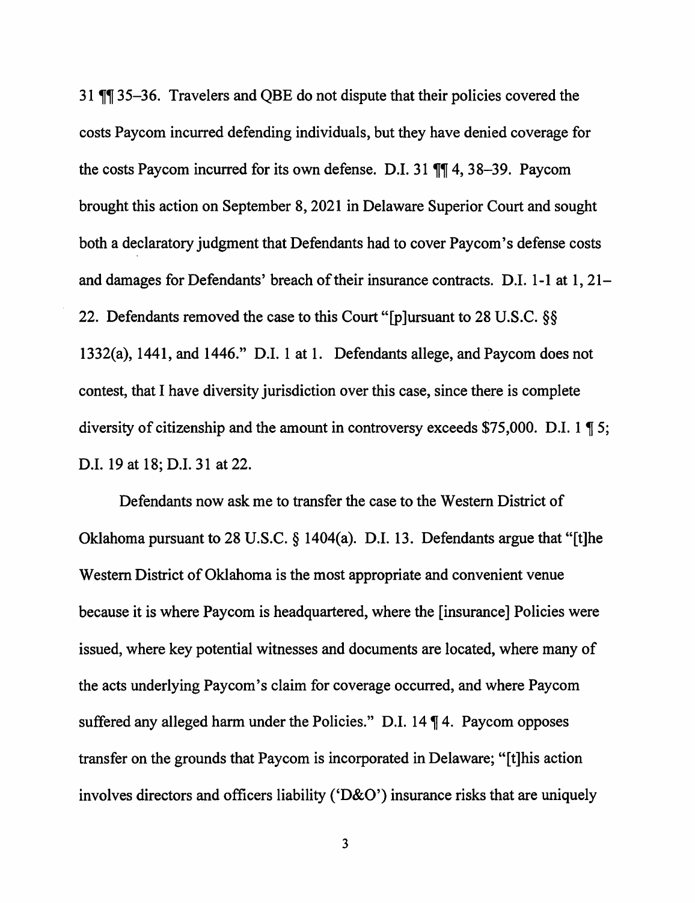31 ¶¶ 35–36. Travelers and QBE do not dispute that their policies covered the costs Paycom incurred defending individuals, but they have denied coverage for the costs Paycom incurred for its own defense. D.I. 31 ¶¶ 4, 38–39. Paycom brought this action on September 8, 2021 in Delaware Superior Court and sought both a declaratory judgment that Defendants had to cover Paycom's defense costs and damages for Defendants' breach of their insurance contracts. D.I. 1-1 at 1, 21–22. Defendants removed the case to this Court "[p]ursuant to 28 U.S.C. §§ 1332(a), 1441, and 1446." D.I. 1 at 1. Defendants allege, and Paycom does not contest, that I have diversity jurisdiction over this case, since there is complete diversity of citizenship and the amount in controversy exceeds $75,000. D.I. 1 ¶ 5; D.I. 19 at 18; D.I. 31 at 22.

Defendants now ask me to transfer the case to the Western District of Oklahoma pursuant to 28 U.S.C. § 1404(a). D.I. 13. Defendants argue that "[t]he Western District of Oklahoma is the most appropriate and convenient venue because it is where Paycom is headquartered, where the [insurance] Policies were issued, where key potential witnesses and documents are located, where many of the acts underlying Paycom's claim for coverage occurred, and where Paycom suffered any alleged harm under the Policies." D.I. 14 ¶ 4. Paycom opposes transfer on the grounds that Paycom is incorporated in Delaware; "[t]his action involves directors and officers liability ('D&O') insurance risks that are uniquely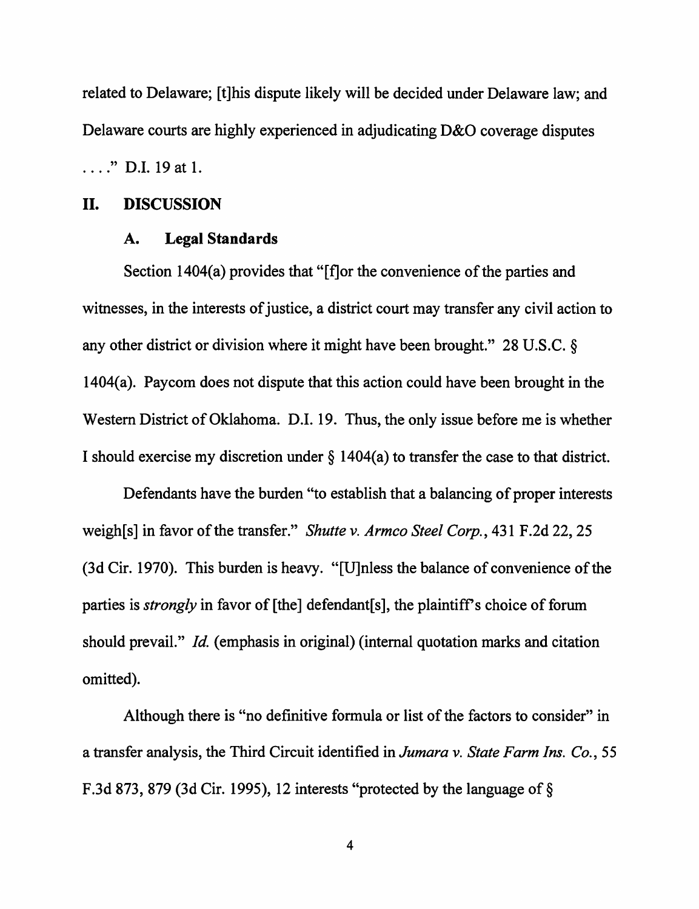related to Delaware; [t]his dispute likely will be decided under Delaware law; and Delaware courts are highly experienced in adjudicating D&O coverage disputes . . . ." D.I. 19 at 1.

## II. DISCUSSION

### A. Legal Standards

Section 1404(a) provides that "[f]or the convenience of the parties and witnesses, in the interests of justice, a district court may transfer any civil action to any other district or division where it might have been brought." 28 U.S.C. § 1404(a). Paycom does not dispute that this action could have been brought in the Western District of Oklahoma. D.I. 19. Thus, the only issue before me is whether I should exercise my discretion under § 1404(a) to transfer the case to that district.

Defendants have the burden "to establish that a balancing of proper interests weigh[s] in favor of the transfer." *Shutte v. Armco Steel Corp.*, 431 F.2d 22, 25 (3d Cir. 1970). This burden is heavy. "[U]nless the balance of convenience of the parties is *strongly* in favor of [the] defendant[s], the plaintiff's choice of forum should prevail." *Id.* (emphasis in original) (internal quotation marks and citation omitted).

Although there is "no definitive formula or list of the factors to consider" in a transfer analysis, the Third Circuit identified in *Jumara v. State Farm Ins. Co.*, 55 F.3d 873, 879 (3d Cir. 1995), 12 interests "protected by the language of §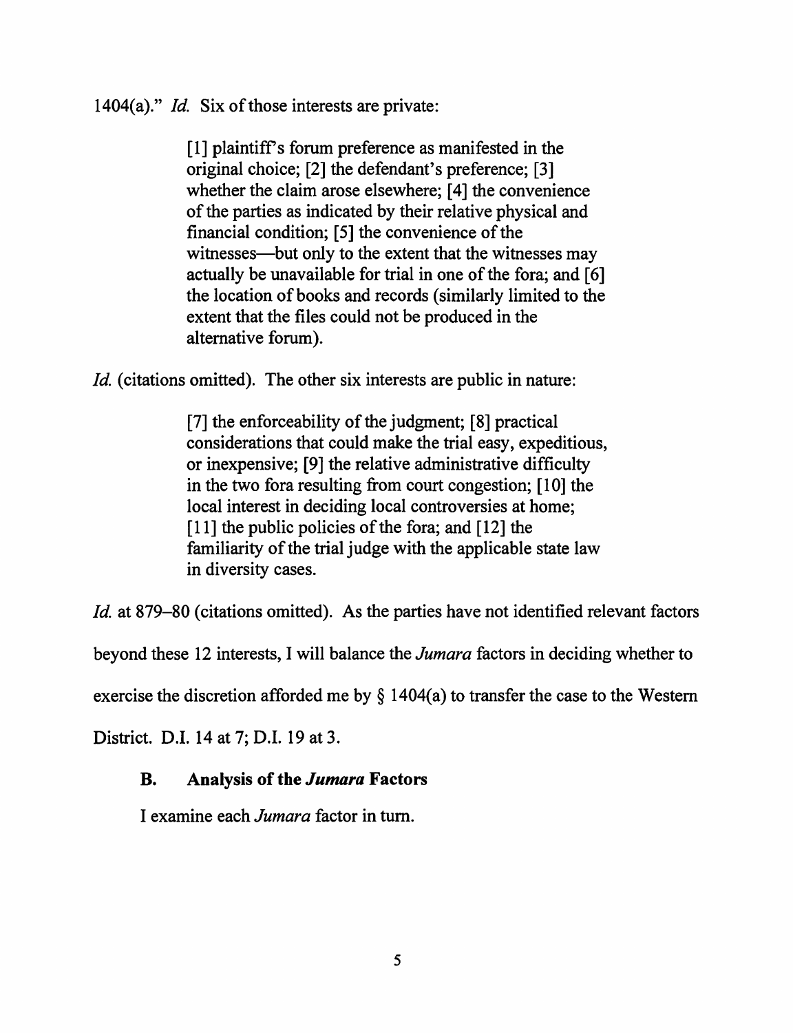1404(a)." *Id.* Six of those interests are private:

> [1] plaintiff's forum preference as manifested in the original choice; [2] the defendant's preference; [3] whether the claim arose elsewhere; [4] the convenience of the parties as indicated by their relative physical and financial condition; [5] the convenience of the witnesses—but only to the extent that the witnesses may actually be unavailable for trial in one of the fora; and [6] the location of books and records (similarly limited to the extent that the files could not be produced in the alternative forum).

*Id.* (citations omitted). The other six interests are public in nature:

> [7] the enforceability of the judgment; [8] practical considerations that could make the trial easy, expeditious, or inexpensive; [9] the relative administrative difficulty in the two fora resulting from court congestion; [10] the local interest in deciding local controversies at home; [11] the public policies of the fora; and [12] the familiarity of the trial judge with the applicable state law in diversity cases.

*Id.* at 879–80 (citations omitted). As the parties have not identified relevant factors beyond these 12 interests, I will balance the *Jumara* factors in deciding whether to exercise the discretion afforded me by § 1404(a) to transfer the case to the Western District. D.I. 14 at 7; D.I. 19 at 3.

### B. Analysis of the *Jumara* Factors

I examine each *Jumara* factor in turn.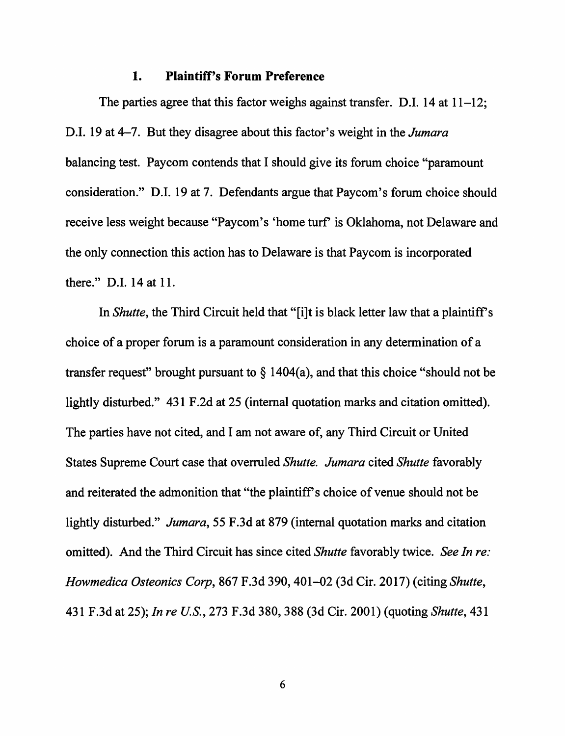### 1. Plaintiff's Forum Preference

The parties agree that this factor weighs against transfer. D.I. 14 at 11–12; D.I. 19 at 4–7. But they disagree about this factor's weight in the *Jumara* balancing test. Paycom contends that I should give its forum choice "paramount consideration." D.I. 19 at 7. Defendants argue that Paycom's forum choice should receive less weight because "Paycom's 'home turf' is Oklahoma, not Delaware and the only connection this action has to Delaware is that Paycom is incorporated there." D.I. 14 at 11.

In *Shutte*, the Third Circuit held that "[i]t is black letter law that a plaintiff's choice of a proper forum is a paramount consideration in any determination of a transfer request" brought pursuant to § 1404(a), and that this choice "should not be lightly disturbed." 431 F.2d at 25 (internal quotation marks and citation omitted). The parties have not cited, and I am not aware of, any Third Circuit or United States Supreme Court case that overruled *Shutte*. *Jumara* cited *Shutte* favorably and reiterated the admonition that "the plaintiff's choice of venue should not be lightly disturbed." *Jumara*, 55 F.3d at 879 (internal quotation marks and citation omitted). And the Third Circuit has since cited *Shutte* favorably twice. *See In re: Howmedica Osteonics Corp*, 867 F.3d 390, 401–02 (3d Cir. 2017) (citing *Shutte*, 431 F.3d at 25); *In re U.S.*, 273 F.3d 380, 388 (3d Cir. 2001) (quoting *Shutte*, 431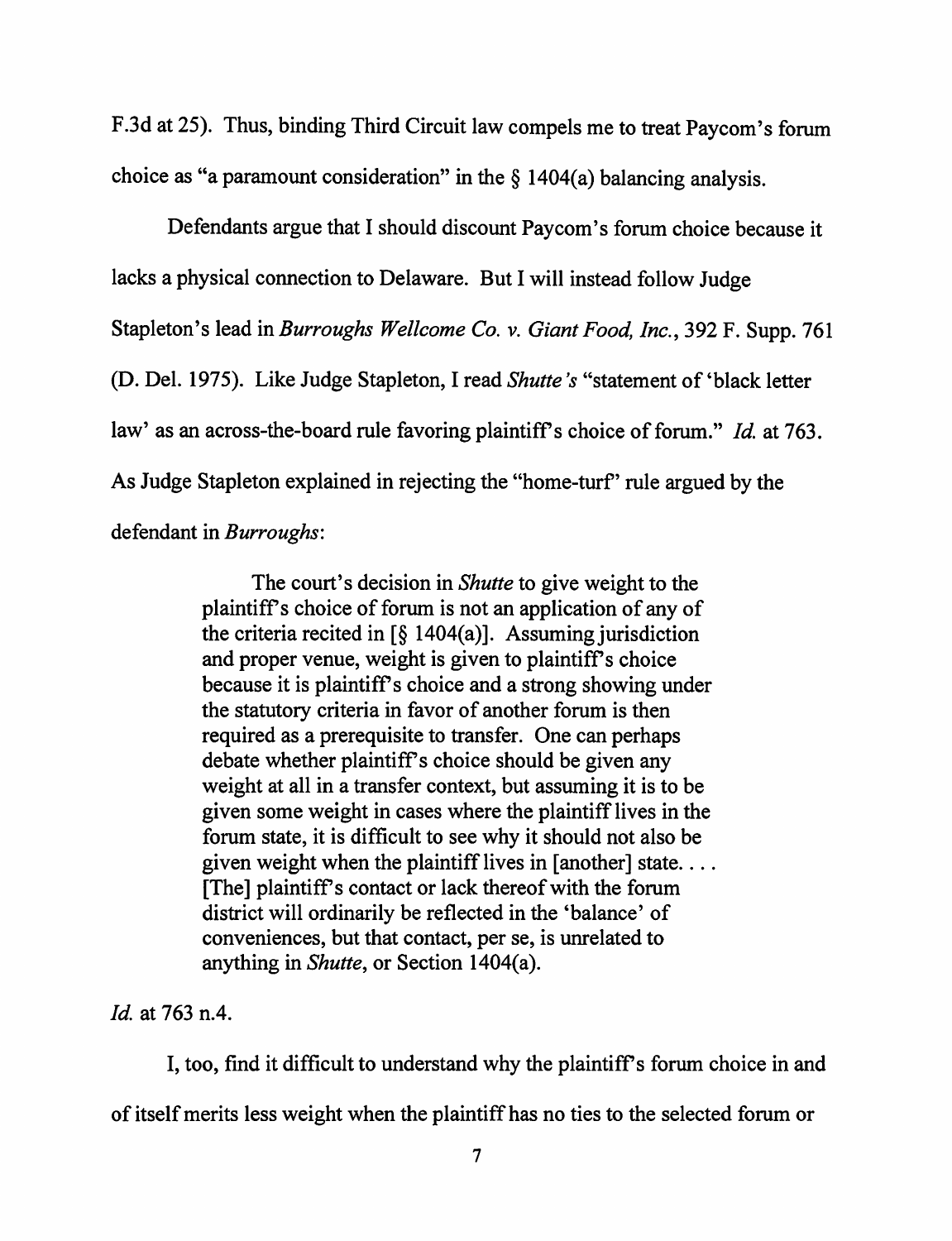F.3d at 25). Thus, binding Third Circuit law compels me to treat Paycom's forum choice as "a paramount consideration" in the § 1404(a) balancing analysis.

Defendants argue that I should discount Paycom's forum choice because it lacks a physical connection to Delaware. But I will instead follow Judge Stapleton's lead in *Burroughs Wellcome Co. v. Giant Food, Inc.*, 392 F. Supp. 761 (D. Del. 1975). Like Judge Stapleton, I read *Shutte's* "statement of 'black letter law' as an across-the-board rule favoring plaintiff's choice of forum." *Id.* at 763. As Judge Stapleton explained in rejecting the "home-turf" rule argued by the defendant in *Burroughs*:

> The court's decision in *Shutte* to give weight to the plaintiff's choice of forum is not an application of any of the criteria recited in [§ 1404(a)]. Assuming jurisdiction and proper venue, weight is given to plaintiff's choice because it is plaintiff's choice and a strong showing under the statutory criteria in favor of another forum is then required as a prerequisite to transfer. One can perhaps debate whether plaintiff's choice should be given any weight at all in a transfer context, but assuming it is to be given some weight in cases where the plaintiff lives in the forum state, it is difficult to see why it should not also be given weight when the plaintiff lives in [another] state. . . . [The] plaintiff's contact or lack thereof with the forum district will ordinarily be reflected in the 'balance' of conveniences, but that contact, per se, is unrelated to anything in *Shutte*, or Section 1404(a).

*Id.* at 763 n.4.

I, too, find it difficult to understand why the plaintiff's forum choice in and of itself merits less weight when the plaintiff has no ties to the selected forum or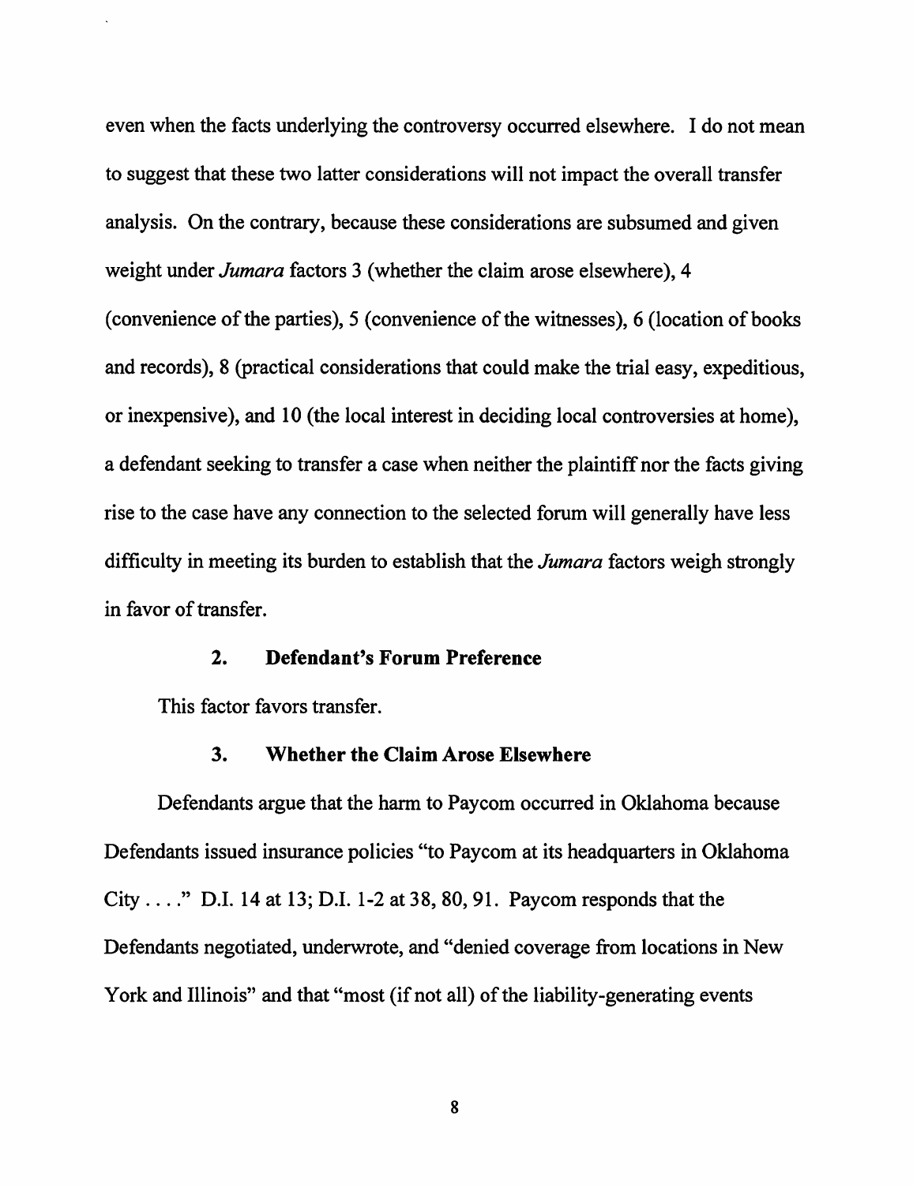even when the facts underlying the controversy occurred elsewhere. I do not mean to suggest that these two latter considerations will not impact the overall transfer analysis. On the contrary, because these considerations are subsumed and given weight under *Jumara* factors 3 (whether the claim arose elsewhere), 4 (convenience of the parties), 5 (convenience of the witnesses), 6 (location of books and records), 8 (practical considerations that could make the trial easy, expeditious, or inexpensive), and 10 (the local interest in deciding local controversies at home), a defendant seeking to transfer a case when neither the plaintiff nor the facts giving rise to the case have any connection to the selected forum will generally have less difficulty in meeting its burden to establish that the *Jumara* factors weigh strongly in favor of transfer.

### 2. Defendant's Forum Preference

This factor favors transfer.

### 3. Whether the Claim Arose Elsewhere

Defendants argue that the harm to Paycom occurred in Oklahoma because Defendants issued insurance policies "to Paycom at its headquarters in Oklahoma City . . . ." D.I. 14 at 13; D.I. 1-2 at 38, 80, 91. Paycom responds that the Defendants negotiated, underwrote, and "denied coverage from locations in New York and Illinois" and that "most (if not all) of the liability-generating events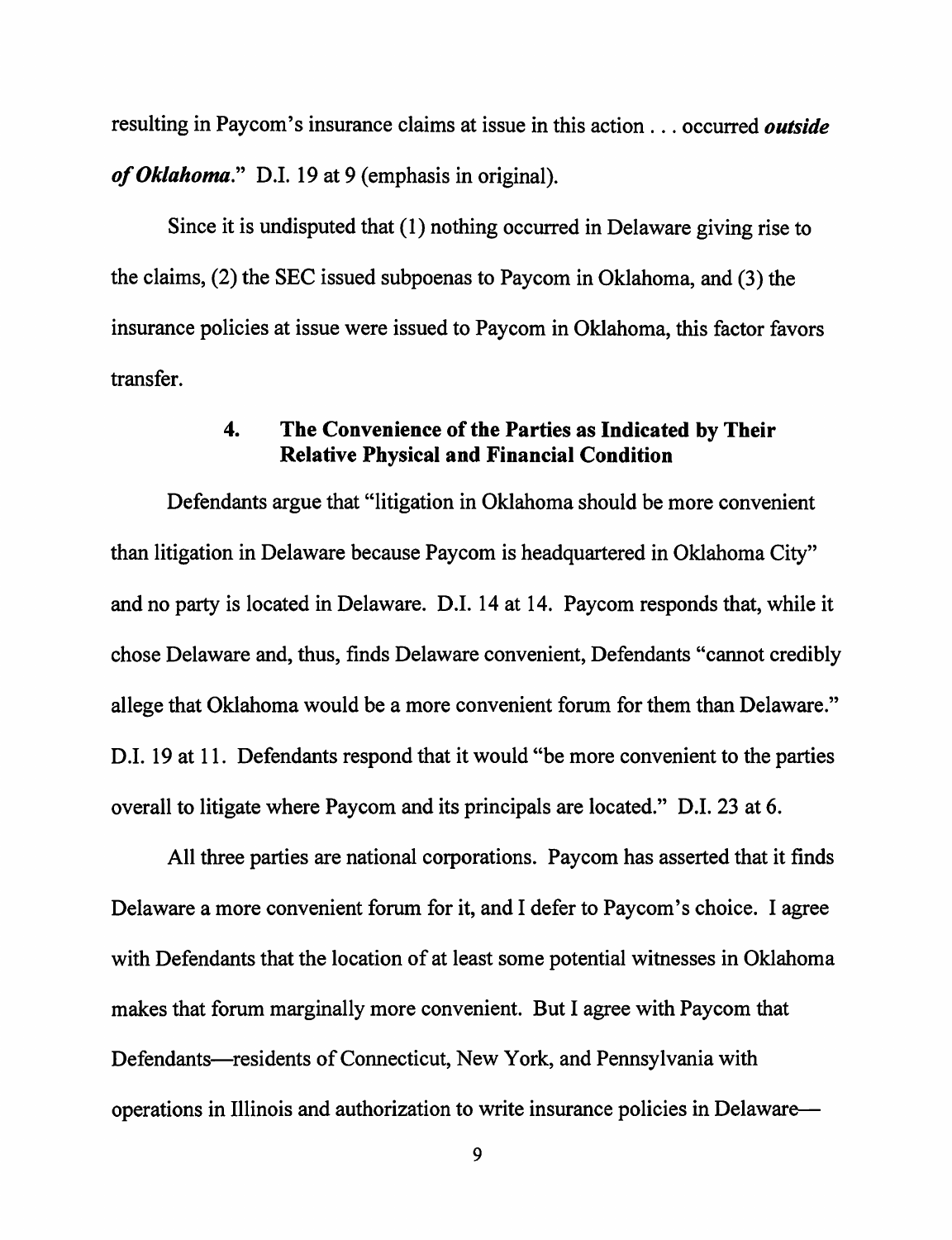resulting in Paycom's insurance claims at issue in this action . . . occurred ***outside of Oklahoma***." D.I. 19 at 9 (emphasis in original).

Since it is undisputed that (1) nothing occurred in Delaware giving rise to the claims, (2) the SEC issued subpoenas to Paycom in Oklahoma, and (3) the insurance policies at issue were issued to Paycom in Oklahoma, this factor favors transfer.

#### 4. The Convenience of the Parties as Indicated by Their Relative Physical and Financial Condition

Defendants argue that "litigation in Oklahoma should be more convenient than litigation in Delaware because Paycom is headquartered in Oklahoma City" and no party is located in Delaware. D.I. 14 at 14. Paycom responds that, while it chose Delaware and, thus, finds Delaware convenient, Defendants "cannot credibly allege that Oklahoma would be a more convenient forum for them than Delaware." D.I. 19 at 11. Defendants respond that it would "be more convenient to the parties overall to litigate where Paycom and its principals are located." D.I. 23 at 6.

All three parties are national corporations. Paycom has asserted that it finds Delaware a more convenient forum for it, and I defer to Paycom's choice. I agree with Defendants that the location of at least some potential witnesses in Oklahoma makes that forum marginally more convenient. But I agree with Paycom that Defendants—residents of Connecticut, New York, and Pennsylvania with operations in Illinois and authorization to write insurance policies in Delaware—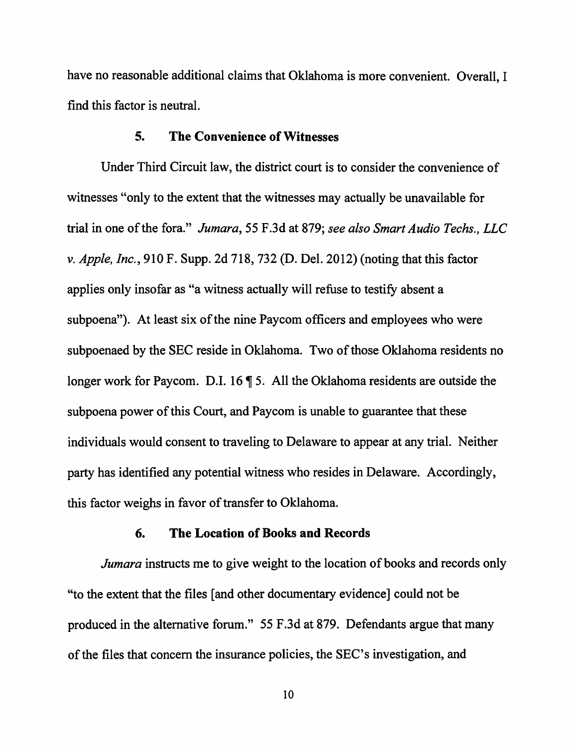have no reasonable additional claims that Oklahoma is more convenient. Overall, I find this factor is neutral.

### 5. The Convenience of Witnesses

Under Third Circuit law, the district court is to consider the convenience of witnesses "only to the extent that the witnesses may actually be unavailable for trial in one of the fora." *Jumara*, 55 F.3d at 879; *see also Smart Audio Techs., LLC v. Apple, Inc.*, 910 F. Supp. 2d 718, 732 (D. Del. 2012) (noting that this factor applies only insofar as "a witness actually will refuse to testify absent a subpoena"). At least six of the nine Paycom officers and employees who were subpoenaed by the SEC reside in Oklahoma. Two of those Oklahoma residents no longer work for Paycom. D.I. 16 ¶ 5. All the Oklahoma residents are outside the subpoena power of this Court, and Paycom is unable to guarantee that these individuals would consent to traveling to Delaware to appear at any trial. Neither party has identified any potential witness who resides in Delaware. Accordingly, this factor weighs in favor of transfer to Oklahoma.

### 6. The Location of Books and Records

*Jumara* instructs me to give weight to the location of books and records only "to the extent that the files [and other documentary evidence] could not be produced in the alternative forum." 55 F.3d at 879. Defendants argue that many of the files that concern the insurance policies, the SEC's investigation, and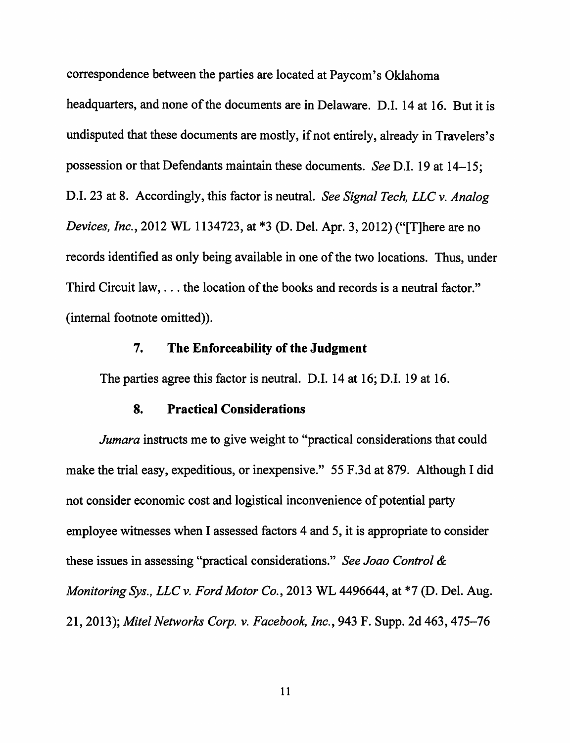correspondence between the parties are located at Paycom's Oklahoma headquarters, and none of the documents are in Delaware. D.I. 14 at 16. But it is undisputed that these documents are mostly, if not entirely, already in Travelers's possession or that Defendants maintain these documents. *See* D.I. 19 at 14–15; D.I. 23 at 8. Accordingly, this factor is neutral. *See Signal Tech, LLC v. Analog Devices, Inc.*, 2012 WL 1134723, at *3 (D. Del. Apr. 3, 2012) ("[T]here are no records identified as only being available in one of the two locations. Thus, under Third Circuit law, . . . the location of the books and records is a neutral factor." (internal footnote omitted)).

### 7. The Enforceability of the Judgment

The parties agree this factor is neutral. D.I. 14 at 16; D.I. 19 at 16.

### 8. Practical Considerations

*Jumara* instructs me to give weight to "practical considerations that could make the trial easy, expeditious, or inexpensive." 55 F.3d at 879. Although I did not consider economic cost and logistical inconvenience of potential party employee witnesses when I assessed factors 4 and 5, it is appropriate to consider these issues in assessing "practical considerations." *See Joao Control & Monitoring Sys., LLC v. Ford Motor Co.*, 2013 WL 4496644, at *7 (D. Del. Aug. 21, 2013); *Mitel Networks Corp. v. Facebook, Inc.*, 943 F. Supp. 2d 463, 475–76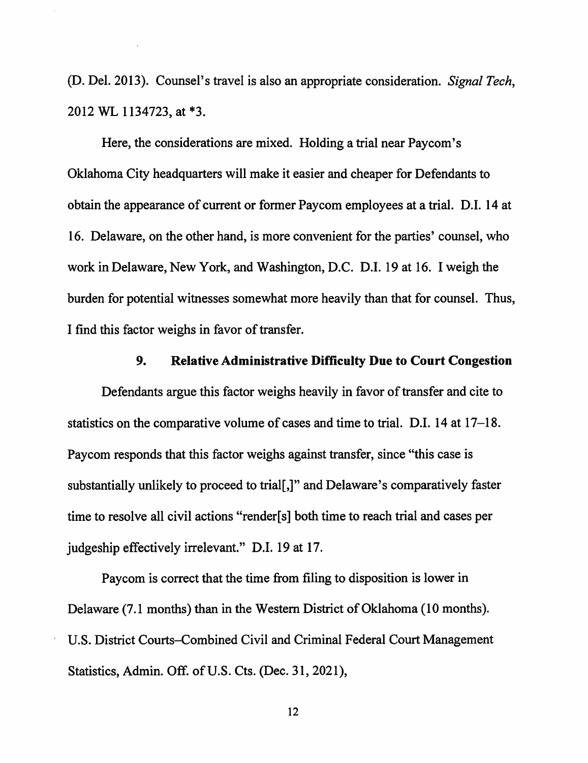(D. Del. 2013). Counsel's travel is also an appropriate consideration. *Signal Tech*, 2012 WL 1134723, at *3.

Here, the considerations are mixed. Holding a trial near Paycom's Oklahoma City headquarters will make it easier and cheaper for Defendants to obtain the appearance of current or former Paycom employees at a trial. D.I. 14 at 16. Delaware, on the other hand, is more convenient for the parties' counsel, who work in Delaware, New York, and Washington, D.C. D.I. 19 at 16. I weigh the burden for potential witnesses somewhat more heavily than that for counsel. Thus, I find this factor weighs in favor of transfer.

### 9. Relative Administrative Difficulty Due to Court Congestion

Defendants argue this factor weighs heavily in favor of transfer and cite to statistics on the comparative volume of cases and time to trial. D.I. 14 at 17–18. Paycom responds that this factor weighs against transfer, since "this case is substantially unlikely to proceed to trial[,]" and Delaware's comparatively faster time to resolve all civil actions "render[s] both time to reach trial and cases per judgeship effectively irrelevant." D.I. 19 at 17.

Paycom is correct that the time from filing to disposition is lower in Delaware (7.1 months) than in the Western District of Oklahoma (10 months). U.S. District Courts–Combined Civil and Criminal Federal Court Management Statistics, Admin. Off. of U.S. Cts. (Dec. 31, 2021),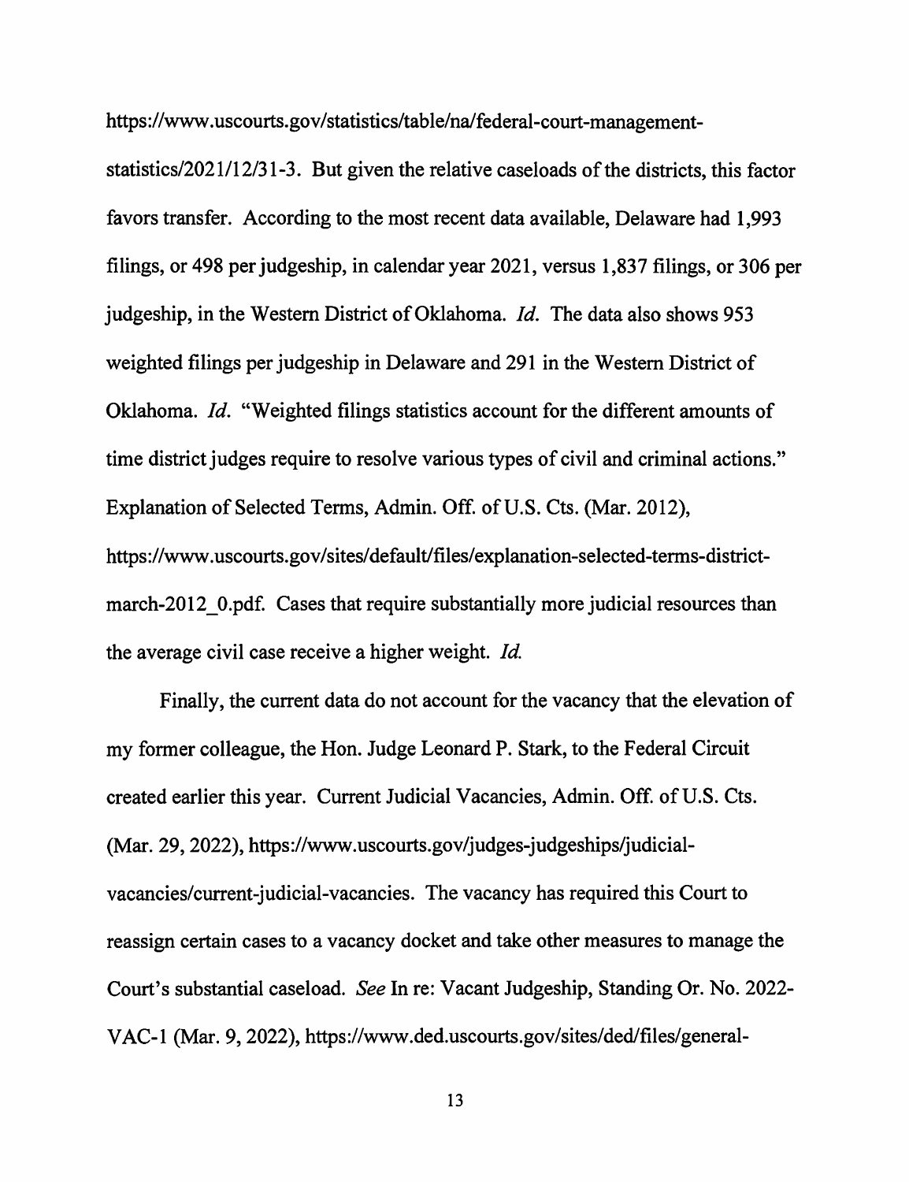https://www.uscourts.gov/statistics/table/na/federal-court-management-statistics/2021/12/31-3. But given the relative caseloads of the districts, this factor favors transfer. According to the most recent data available, Delaware had 1,993 filings, or 498 per judgeship, in calendar year 2021, versus 1,837 filings, or 306 per judgeship, in the Western District of Oklahoma. *Id.* The data also shows 953 weighted filings per judgeship in Delaware and 291 in the Western District of Oklahoma. *Id.* "Weighted filings statistics account for the different amounts of time district judges require to resolve various types of civil and criminal actions." Explanation of Selected Terms, Admin. Off. of U.S. Cts. (Mar. 2012), https://www.uscourts.gov/sites/default/files/explanation-selected-terms-district-march-2012_0.pdf. Cases that require substantially more judicial resources than the average civil case receive a higher weight. *Id.*

Finally, the current data do not account for the vacancy that the elevation of my former colleague, the Hon. Judge Leonard P. Stark, to the Federal Circuit created earlier this year. Current Judicial Vacancies, Admin. Off. of U.S. Cts. (Mar. 29, 2022), https://www.uscourts.gov/judges-judgeships/judicial-vacancies/current-judicial-vacancies. The vacancy has required this Court to reassign certain cases to a vacancy docket and take other measures to manage the Court's substantial caseload. *See* In re: Vacant Judgeship, Standing Or. No. 2022-VAC-1 (Mar. 9, 2022), https://www.ded.uscourts.gov/sites/ded/files/general-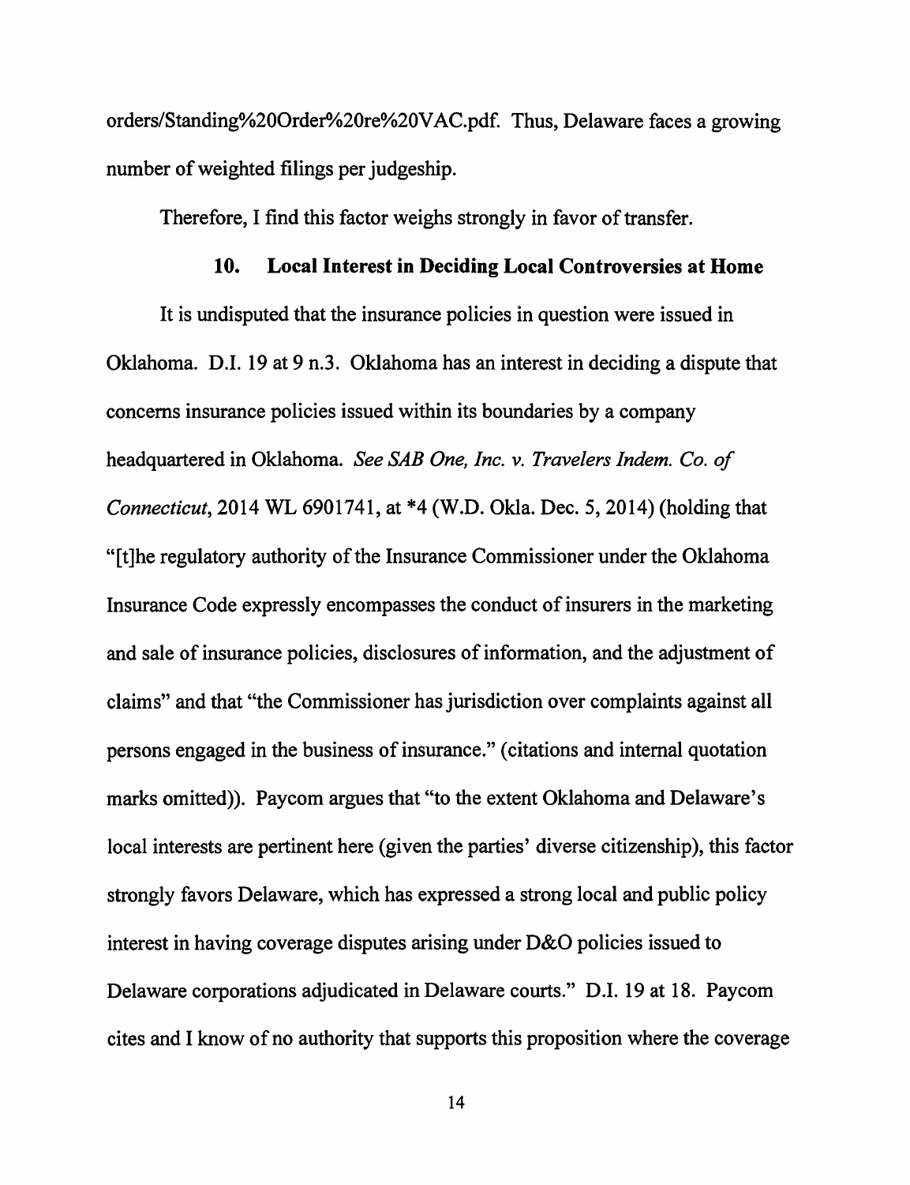orders/Standing%20Order%20re%20VAC.pdf. Thus, Delaware faces a growing number of weighted filings per judgeship.

Therefore, I find this factor weighs strongly in favor of transfer.

### 10. Local Interest in Deciding Local Controversies at Home

It is undisputed that the insurance policies in question were issued in Oklahoma. D.I. 19 at 9 n.3. Oklahoma has an interest in deciding a dispute that concerns insurance policies issued within its boundaries by a company headquartered in Oklahoma. *See SAB One, Inc. v. Travelers Indem. Co. of Connecticut*, 2014 WL 6901741, at *4 (W.D. Okla. Dec. 5, 2014) (holding that "[t]he regulatory authority of the Insurance Commissioner under the Oklahoma Insurance Code expressly encompasses the conduct of insurers in the marketing and sale of insurance policies, disclosures of information, and the adjustment of claims" and that "the Commissioner has jurisdiction over complaints against all persons engaged in the business of insurance." (citations and internal quotation marks omitted)). Paycom argues that "to the extent Oklahoma and Delaware's local interests are pertinent here (given the parties' diverse citizenship), this factor strongly favors Delaware, which has expressed a strong local and public policy interest in having coverage disputes arising under D&O policies issued to Delaware corporations adjudicated in Delaware courts." D.I. 19 at 18. Paycom cites and I know of no authority that supports this proposition where the coverage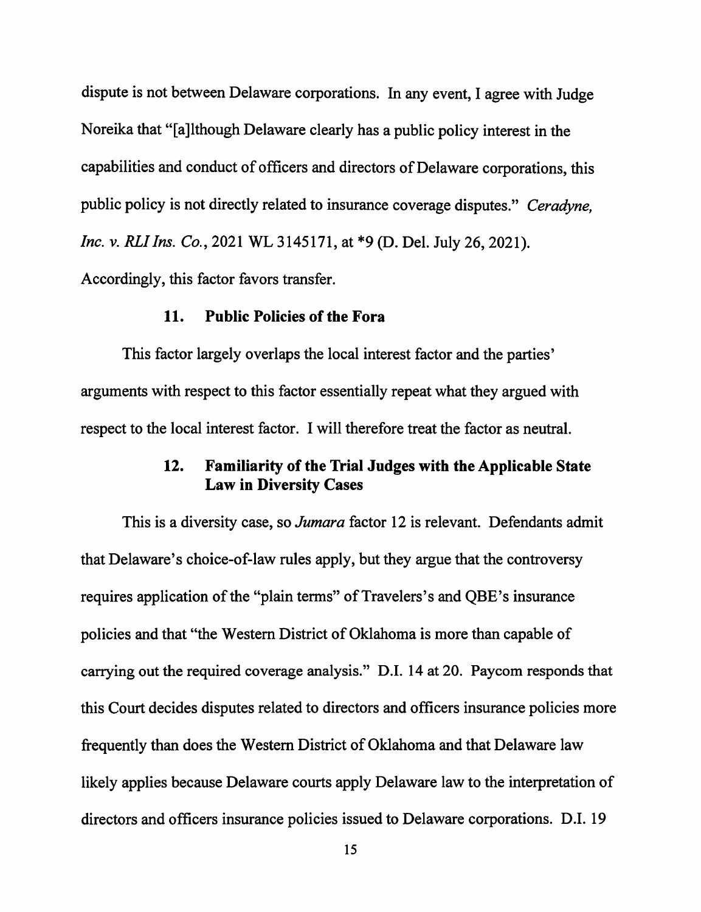dispute is not between Delaware corporations. In any event, I agree with Judge Noreika that "[a]lthough Delaware clearly has a public policy interest in the capabilities and conduct of officers and directors of Delaware corporations, this public policy is not directly related to insurance coverage disputes." *Ceradyne, Inc. v. RLI Ins. Co.*, 2021 WL 3145171, at *9 (D. Del. July 26, 2021). Accordingly, this factor favors transfer.

### 11. Public Policies of the Fora

This factor largely overlaps the local interest factor and the parties' arguments with respect to this factor essentially repeat what they argued with respect to the local interest factor. I will therefore treat the factor as neutral.

### 12. Familiarity of the Trial Judges with the Applicable State Law in Diversity Cases

This is a diversity case, so *Jumara* factor 12 is relevant. Defendants admit that Delaware's choice-of-law rules apply, but they argue that the controversy requires application of the "plain terms" of Travelers's and QBE's insurance policies and that "the Western District of Oklahoma is more than capable of carrying out the required coverage analysis." D.I. 14 at 20. Paycom responds that this Court decides disputes related to directors and officers insurance policies more frequently than does the Western District of Oklahoma and that Delaware law likely applies because Delaware courts apply Delaware law to the interpretation of directors and officers insurance policies issued to Delaware corporations. D.I. 19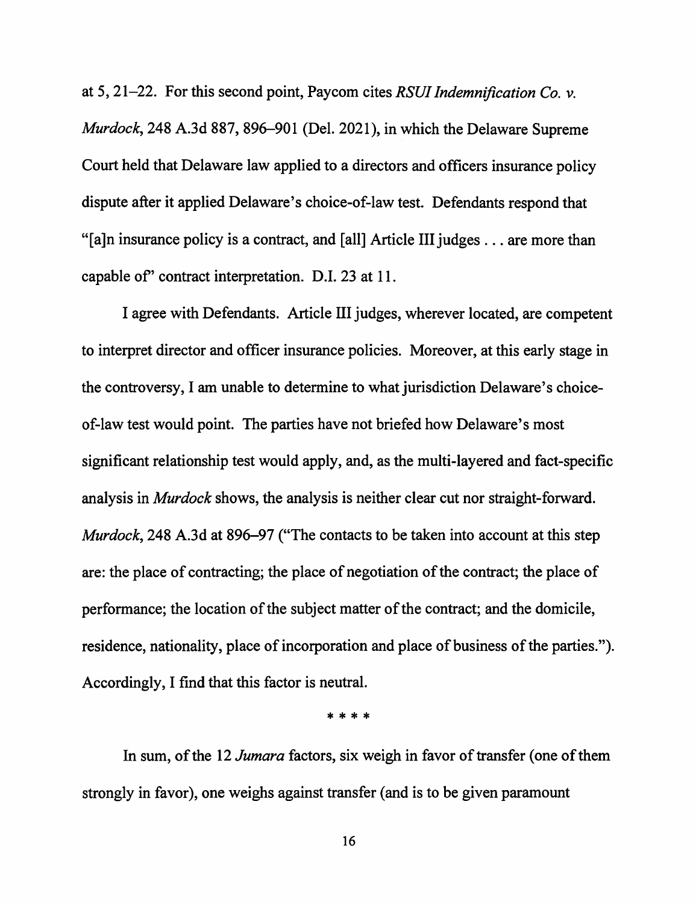at 5, 21–22. For this second point, Paycom cites *RSUI Indemnification Co. v. Murdock*, 248 A.3d 887, 896–901 (Del. 2021), in which the Delaware Supreme Court held that Delaware law applied to a directors and officers insurance policy dispute after it applied Delaware's choice-of-law test. Defendants respond that "[a]n insurance policy is a contract, and [all] Article III judges . . . are more than capable of" contract interpretation. D.I. 23 at 11.

I agree with Defendants. Article III judges, wherever located, are competent to interpret director and officer insurance policies. Moreover, at this early stage in the controversy, I am unable to determine to what jurisdiction Delaware's choice-of-law test would point. The parties have not briefed how Delaware's most significant relationship test would apply, and, as the multi-layered and fact-specific analysis in *Murdock* shows, the analysis is neither clear cut nor straight-forward. *Murdock*, 248 A.3d at 896–97 ("The contacts to be taken into account at this step are: the place of contracting; the place of negotiation of the contract; the place of performance; the location of the subject matter of the contract; and the domicile, residence, nationality, place of incorporation and place of business of the parties."). Accordingly, I find that this factor is neutral.

\* \* \* \*

In sum, of the 12 *Jumara* factors, six weigh in favor of transfer (one of them strongly in favor), one weighs against transfer (and is to be given paramount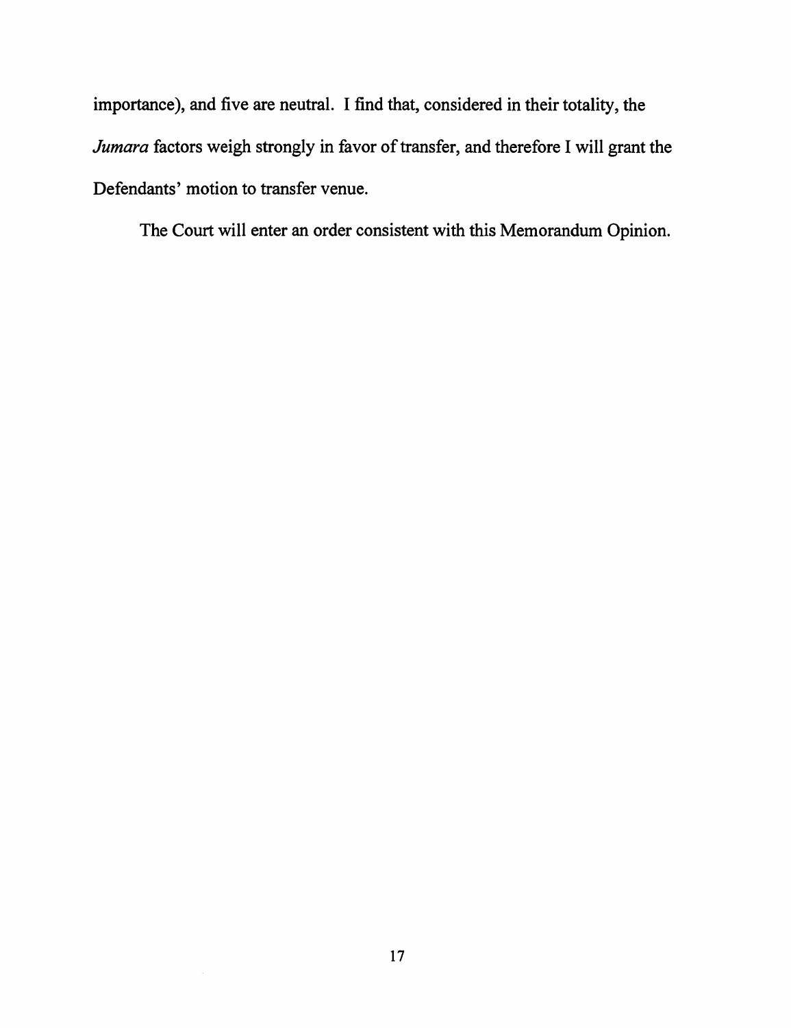importance), and five are neutral. I find that, considered in their totality, the *Jumara* factors weigh strongly in favor of transfer, and therefore I will grant the Defendants' motion to transfer venue.

The Court will enter an order consistent with this Memorandum Opinion.